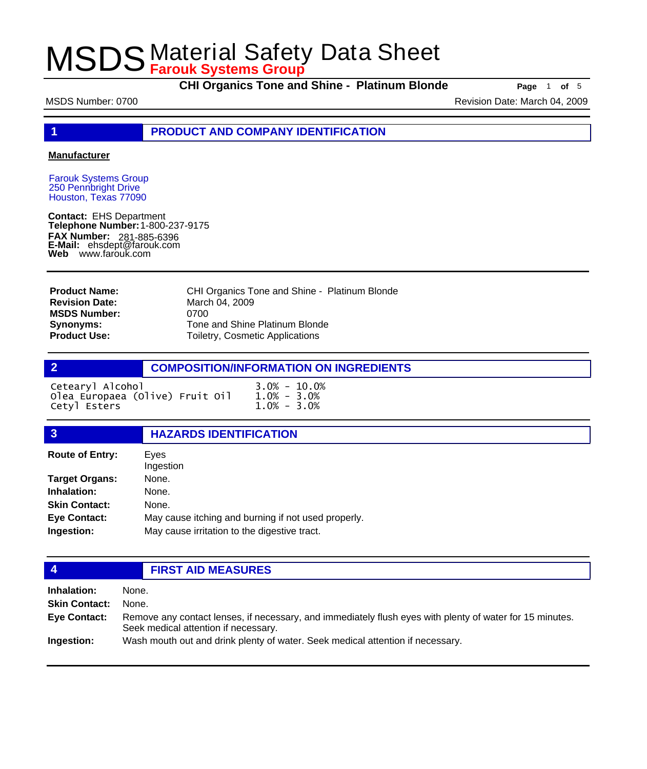# MSDS Material Safety Data Sheet

**Farouk Systems Group**

**CHI Organics Tone and Shine - Platinum Blonde**

MSDS Number: 0700

Revision Date: March 04, 2009

## 1 PRODUCT AND COMPANY IDENTIFICATION

**Manufacturer**

Farouk Systems Group
250 Pennbright Drive
Houston, Texas 77090

**Contact:** EHS Department
**Telephone Number:** 1-800-237-9175
**FAX Number:** 281-885-6396
**E-Mail:** ehsdept@farouk.com
**Web** www.farouk.com

| | |
|---|---|
| **Product Name:** | CHI Organics Tone and Shine - Platinum Blonde |
| **Revision Date:** | March 04, 2009 |
| **MSDS Number:** | 0700 |
| **Synonyms:** | Tone and Shine Platinum Blonde |
| **Product Use:** | Toiletry, Cosmetic Applications |

## 2 COMPOSITION/INFORMATION ON INGREDIENTS

| | |
|---|---|
| Cetearyl Alcohol | 3.0% - 10.0% |
| Olea Europaea (Olive) Fruit Oil | 1.0% - 3.0% |
| Cetyl Esters | 1.0% - 3.0% |

## 3 HAZARDS IDENTIFICATION

| | |
|---|---|
| **Route of Entry:** | Eyes<br>Ingestion |
| **Target Organs:** | None. |
| **Inhalation:** | None. |
| **Skin Contact:** | None. |
| **Eye Contact:** | May cause itching and burning if not used properly. |
| **Ingestion:** | May cause irritation to the digestive tract. |

## 4 FIRST AID MEASURES

| | |
|---|---|
| **Inhalation:** | None. |
| **Skin Contact:** | None. |
| **Eye Contact:** | Remove any contact lenses, if necessary, and immediately flush eyes with plenty of water for 15 minutes. Seek medical attention if necessary. |
| **Ingestion:** | Wash mouth out and drink plenty of water. Seek medical attention if necessary. |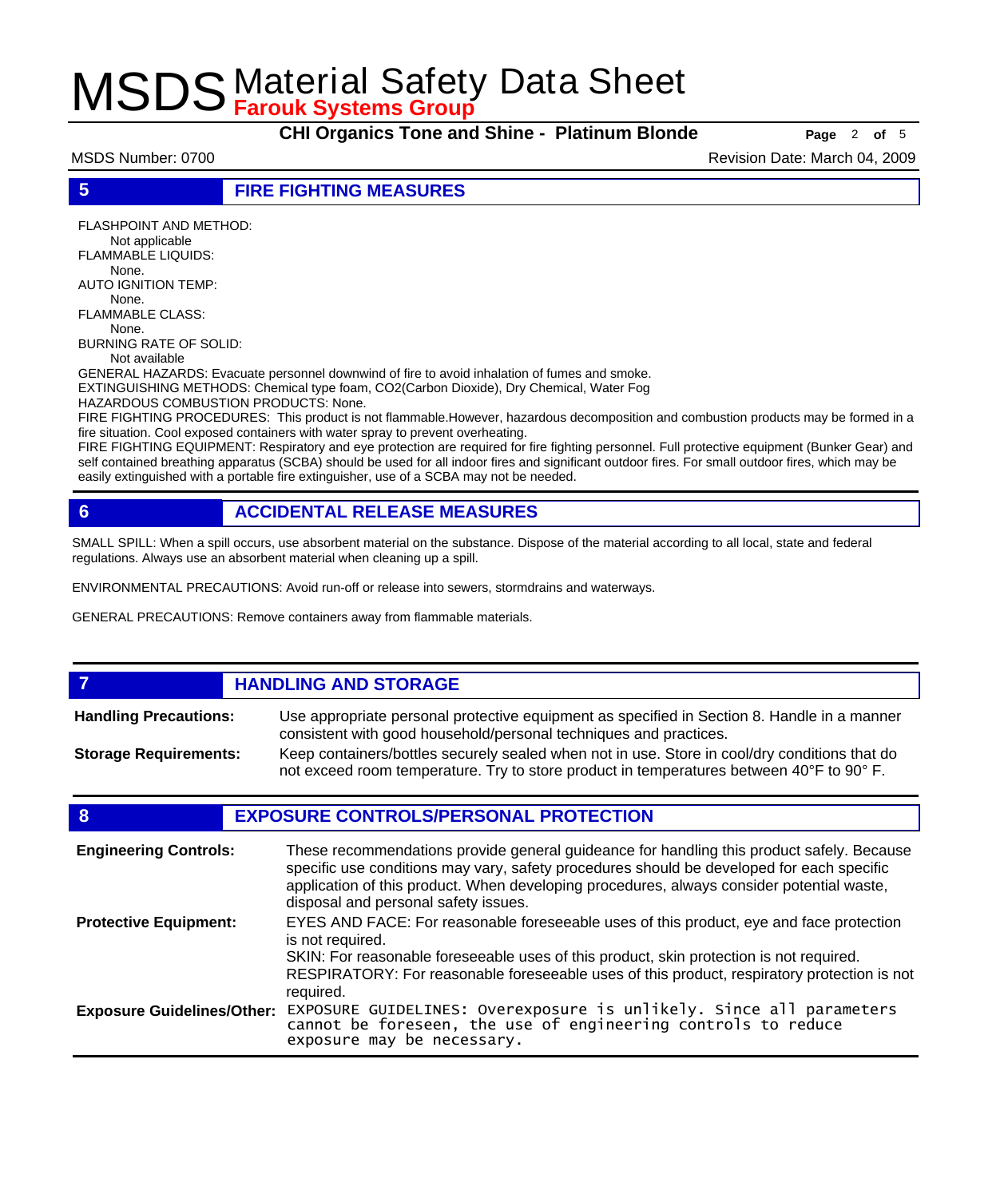## 5 FIRE FIGHTING MEASURES

FLASHPOINT AND METHOD:
Not applicable

FLAMMABLE LIQUIDS:
None.

AUTO IGNITION TEMP:
None.

FLAMMABLE CLASS:
None.

BURNING RATE OF SOLID:
Not available

GENERAL HAZARDS: Evacuate personnel downwind of fire to avoid inhalation of fumes and smoke.

EXTINGUISHING METHODS: Chemical type foam, CO2(Carbon Dioxide), Dry Chemical, Water Fog

HAZARDOUS COMBUSTION PRODUCTS: None.

FIRE FIGHTING PROCEDURES: This product is not flammable.However, hazardous decomposition and combustion products may be formed in a fire situation. Cool exposed containers with water spray to prevent overheating.

FIRE FIGHTING EQUIPMENT: Respiratory and eye protection are required for fire fighting personnel. Full protective equipment (Bunker Gear) and self contained breathing apparatus (SCBA) should be used for all indoor fires and significant outdoor fires. For small outdoor fires, which may be easily extinguished with a portable fire extinguisher, use of a SCBA may not be needed.

## 6 ACCIDENTAL RELEASE MEASURES

SMALL SPILL: When a spill occurs, use absorbent material on the substance. Dispose of the material according to all local, state and federal regulations. Always use an absorbent material when cleaning up a spill.

ENVIRONMENTAL PRECAUTIONS: Avoid run-off or release into sewers, stormdrains and waterways.

GENERAL PRECAUTIONS: Remove containers away from flammable materials.

## 7 HANDLING AND STORAGE

**Handling Precautions:** Use appropriate personal protective equipment as specified in Section 8. Handle in a manner consistent with good household/personal techniques and practices.

**Storage Requirements:** Keep containers/bottles securely sealed when not in use. Store in cool/dry conditions that do not exceed room temperature. Try to store product in temperatures between 40° F to 90° F.

## 8 EXPOSURE CONTROLS/PERSONAL PROTECTION

**Engineering Controls:** These recommendations provide general guideance for handling this product safely. Because specific use conditions may vary, safety procedures should be developed for each specific application of this product. When developing procedures, always consider potential waste, disposal and personal safety issues.

**Protective Equipment:** EYES AND FACE: For reasonable foreseeable uses of this product, eye and face protection is not required.
SKIN: For reasonable foreseeable uses of this product, skin protection is not required.
RESPIRATORY: For reasonable foreseeable uses of this product, respiratory protection is not required.

**Exposure Guidelines/Other:** EXPOSURE GUIDELINES: Overexposure is unlikely. Since all parameters cannot be foreseen, the use of engineering controls to reduce exposure may be necessary.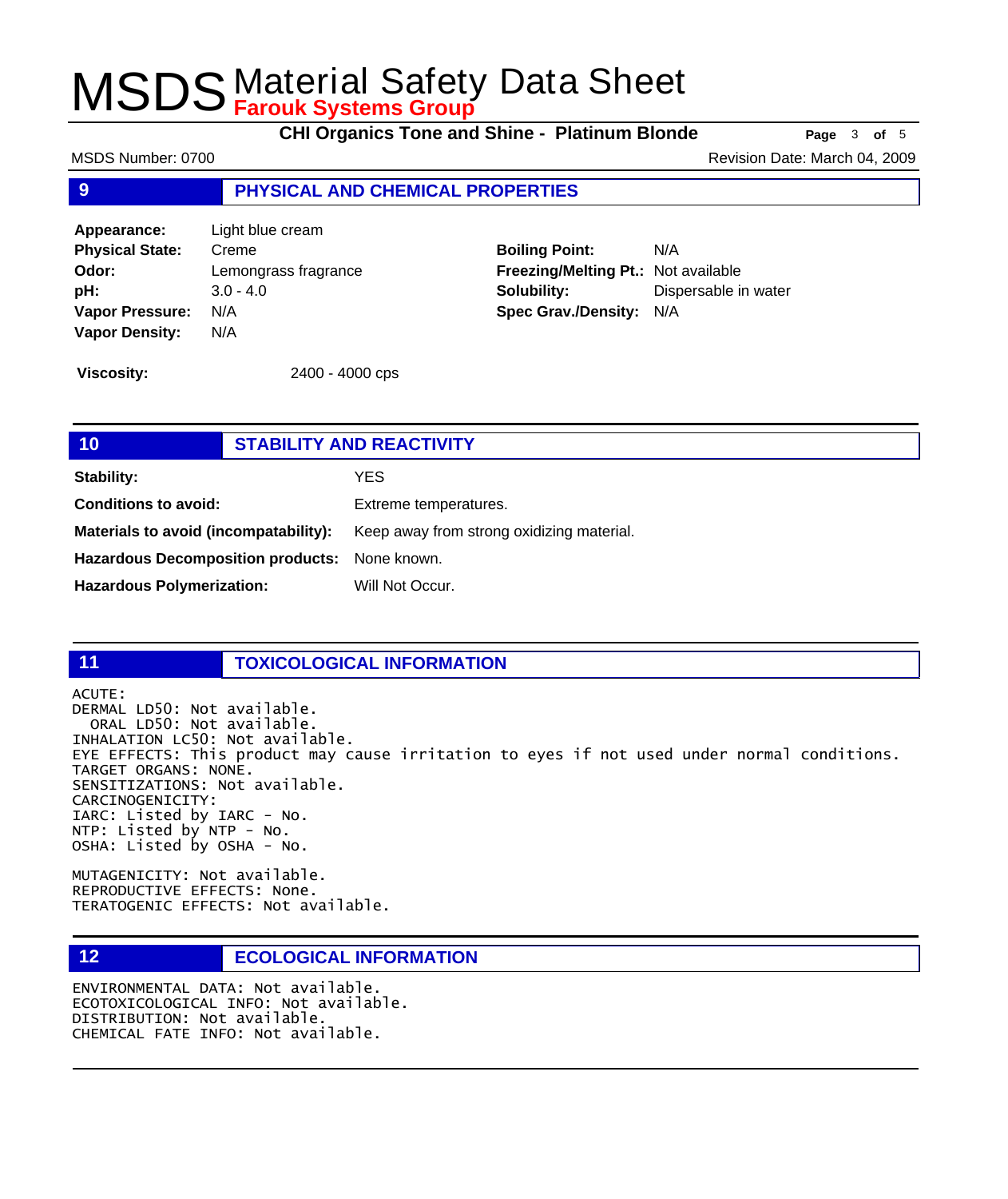# MSDS Material Safety Data Sheet
**Farouk Systems Group**

**CHI Organics Tone and Shine - Platinum Blonde**

MSDS Number: 0700 Revision Date: March 04, 2009

## 9 PHYSICAL AND CHEMICAL PROPERTIES

**Appearance:** Light blue cream
**Physical State:** Creme
**Odor:** Lemongrass fragrance
**pH:** 3.0 - 4.0
**Vapor Pressure:** N/A
**Vapor Density:** N/A

**Boiling Point:** N/A
**Freezing/Melting Pt.:** Not available
**Solubility:** Dispersable in water
**Spec Grav./Density:** N/A

**Viscosity:** 2400 - 4000 cps

## 10 STABILITY AND REACTIVITY

**Stability:** YES

**Conditions to avoid:** Extreme temperatures.

**Materials to avoid (incompatability):** Keep away from strong oxidizing material.

**Hazardous Decomposition products:** None known.

**Hazardous Polymerization:** Will Not Occur.

## 11 TOXICOLOGICAL INFORMATION

ACUTE:
DERMAL LD50: Not available.
ORAL LD50: Not available.
INHALATION LC50: Not available.
EYE EFFECTS: This product may cause irritation to eyes if not used under normal conditions.
TARGET ORGANS: NONE.
SENSITIZATIONS: Not available.
CARCINOGENICITY:
IARC: Listed by IARC - No.
NTP: Listed by NTP - No.
OSHA: Listed by OSHA - No.

MUTAGENICITY: Not available.
REPRODUCTIVE EFFECTS: None.
TERATOGENIC EFFECTS: Not available.

## 12 ECOLOGICAL INFORMATION

ENVIRONMENTAL DATA: Not available.
ECOTOXICOLOGICAL INFO: Not available.
DISTRIBUTION: Not available.
CHEMICAL FATE INFO: Not available.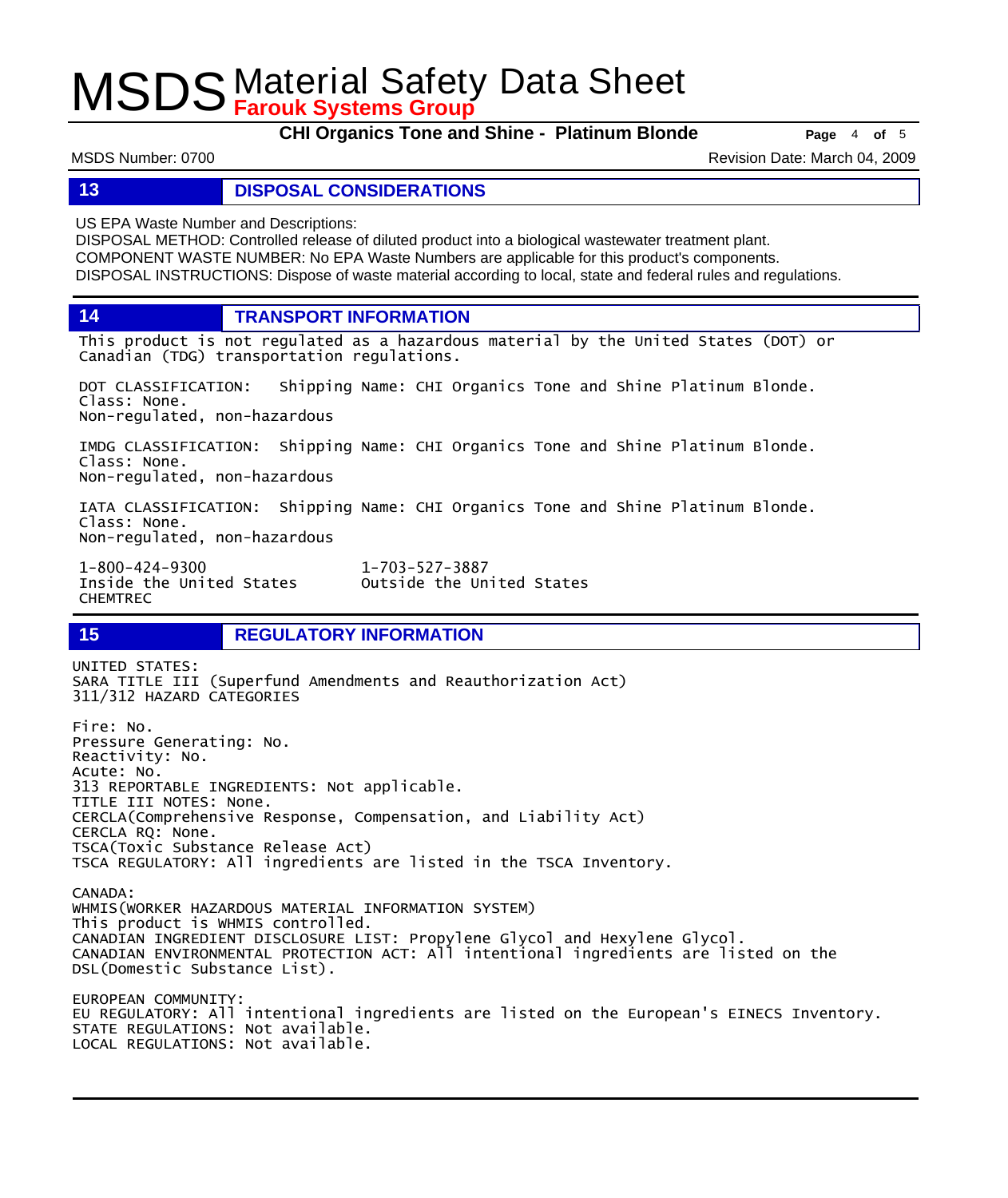## 13 DISPOSAL CONSIDERATIONS

US EPA Waste Number and Descriptions:
DISPOSAL METHOD: Controlled release of diluted product into a biological wastewater treatment plant.
COMPONENT WASTE NUMBER: No EPA Waste Numbers are applicable for this product's components.
DISPOSAL INSTRUCTIONS: Dispose of waste material according to local, state and federal rules and regulations.

## 14 TRANSPORT INFORMATION

This product is not regulated as a hazardous material by the United States (DOT) or Canadian (TDG) transportation regulations.

DOT CLASSIFICATION: Shipping Name: CHI Organics Tone and Shine Platinum Blonde.
Class: None.
Non-regulated, non-hazardous

IMDG CLASSIFICATION: Shipping Name: CHI Organics Tone and Shine Platinum Blonde.
Class: None.
Non-regulated, non-hazardous

IATA CLASSIFICATION: Shipping Name: CHI Organics Tone and Shine Platinum Blonde.
Class: None.
Non-regulated, non-hazardous

| 1-800-424-9300 | 1-703-527-3887 |
|---|---|
| Inside the United States | Outside the United States |
| CHEMTREC | |

## 15 REGULATORY INFORMATION

UNITED STATES:
SARA TITLE III (Superfund Amendments and Reauthorization Act)
311/312 HAZARD CATEGORIES

Fire: No.
Pressure Generating: No.
Reactivity: No.
Acute: No.
313 REPORTABLE INGREDIENTS: Not applicable.
TITLE III NOTES: None.
CERCLA(Comprehensive Response, Compensation, and Liability Act)
CERCLA RQ: None.
TSCA(Toxic Substance Release Act)
TSCA REGULATORY: All ingredients are listed in the TSCA Inventory.

CANADA:
WHMIS(WORKER HAZARDOUS MATERIAL INFORMATION SYSTEM)
This product is WHMIS controlled.
CANADIAN INGREDIENT DISCLOSURE LIST: Propylene Glycol and Hexylene Glycol.
CANADIAN ENVIRONMENTAL PROTECTION ACT: All intentional ingredients are listed on the DSL(Domestic Substance List).

EUROPEAN COMMUNITY:
EU REGULATORY: All intentional ingredients are listed on the European's EINECS Inventory.
STATE REGULATIONS: Not available.
LOCAL REGULATIONS: Not available.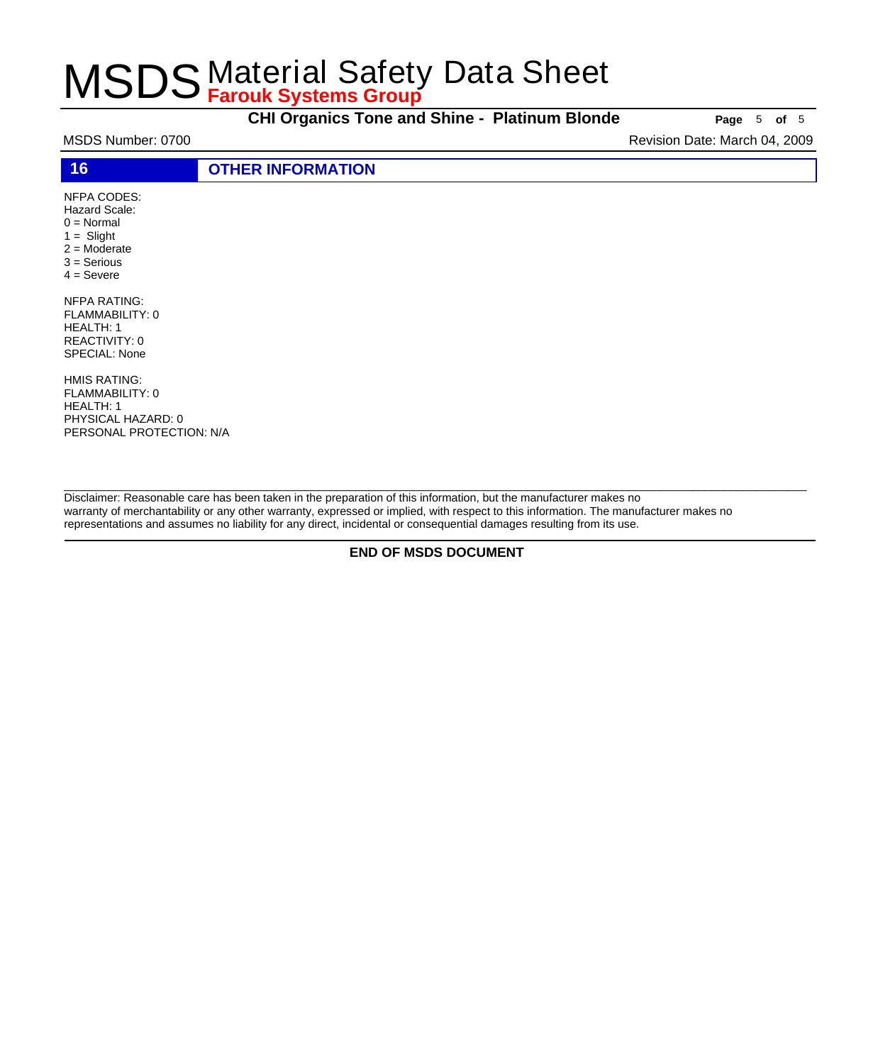## 16 OTHER INFORMATION

NFPA CODES:
Hazard Scale:
0 = Normal
1 = Slight
2 = Moderate
3 = Serious
4 = Severe

NFPA RATING:
FLAMMABILITY: 0
HEALTH: 1
REACTIVITY: 0
SPECIAL: None

HMIS RATING:
FLAMMABILITY: 0
HEALTH: 1
PHYSICAL HAZARD: 0
PERSONAL PROTECTION: N/A

---

Disclaimer: Reasonable care has been taken in the preparation of this information, but the manufacturer makes no warranty of merchantability or any other warranty, expressed or implied, with respect to this information. The manufacturer makes no representations and assumes no liability for any direct, incidental or consequential damages resulting from its use.

---

**END OF MSDS DOCUMENT**